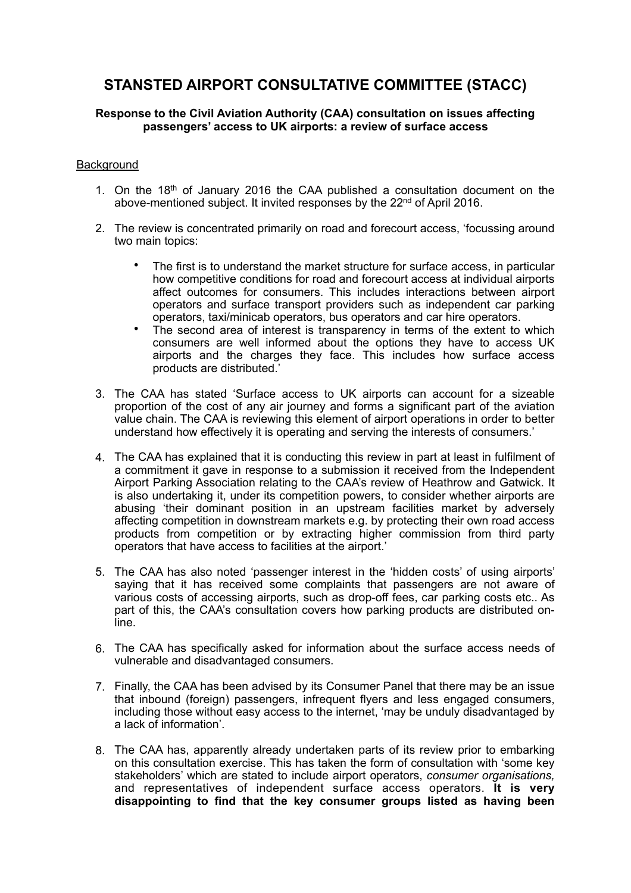# STANSTED AIRPORT CONSULTATIVE COMMITTEE (STACC)

**Response to the Civil Aviation Authority (CAA) consultation on issues affecting passengers' access to UK airports: a review of surface access**

Background

1. On the 18th of January 2016 the CAA published a consultation document on the above-mentioned subject. It invited responses by the 22nd of April 2016.

2. The review is concentrated primarily on road and forecourt access, 'focussing around two main topics:

   - The first is to understand the market structure for surface access, in particular how competitive conditions for road and forecourt access at individual airports affect outcomes for consumers. This includes interactions between airport operators and surface transport providers such as independent car parking operators, taxi/minicab operators, bus operators and car hire operators.
   - The second area of interest is transparency in terms of the extent to which consumers are well informed about the options they have to access UK airports and the charges they face. This includes how surface access products are distributed.'

3. The CAA has stated 'Surface access to UK airports can account for a sizeable proportion of the cost of any air journey and forms a significant part of the aviation value chain. The CAA is reviewing this element of airport operations in order to better understand how effectively it is operating and serving the interests of consumers.'

4. The CAA has explained that it is conducting this review in part at least in fulfilment of a commitment it gave in response to a submission it received from the Independent Airport Parking Association relating to the CAA's review of Heathrow and Gatwick. It is also undertaking it, under its competition powers, to consider whether airports are abusing 'their dominant position in an upstream facilities market by adversely affecting competition in downstream markets e.g. by protecting their own road access products from competition or by extracting higher commission from third party operators that have access to facilities at the airport.'

5. The CAA has also noted 'passenger interest in the 'hidden costs' of using airports' saying that it has received some complaints that passengers are not aware of various costs of accessing airports, such as drop-off fees, car parking costs etc.. As part of this, the CAA's consultation covers how parking products are distributed on-line.

6. The CAA has specifically asked for information about the surface access needs of vulnerable and disadvantaged consumers.

7. Finally, the CAA has been advised by its Consumer Panel that there may be an issue that inbound (foreign) passengers, infrequent flyers and less engaged consumers, including those without easy access to the internet, 'may be unduly disadvantaged by a lack of information'.

8. The CAA has, apparently already undertaken parts of its review prior to embarking on this consultation exercise. This has taken the form of consultation with 'some key stakeholders' which are stated to include airport operators, *consumer organisations,* and representatives of independent surface access operators. **It is very disappointing to find that the key consumer groups listed as having been**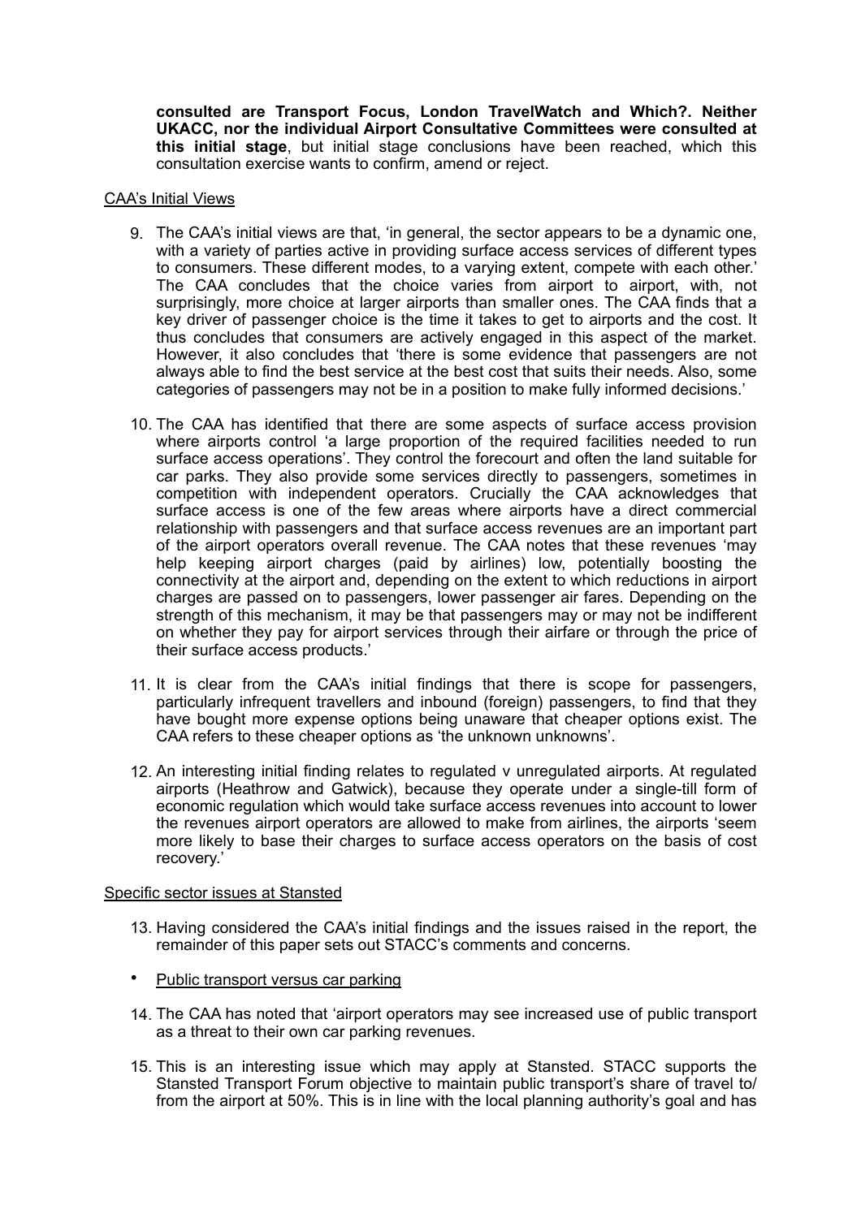**consulted are Transport Focus, London TravelWatch and Which?. Neither UKACC, nor the individual Airport Consultative Committees were consulted at this initial stage**, but initial stage conclusions have been reached, which this consultation exercise wants to confirm, amend or reject.

CAA's Initial Views

9. The CAA's initial views are that, 'in general, the sector appears to be a dynamic one, with a variety of parties active in providing surface access services of different types to consumers. These different modes, to a varying extent, compete with each other.' The CAA concludes that the choice varies from airport to airport, with, not surprisingly, more choice at larger airports than smaller ones. The CAA finds that a key driver of passenger choice is the time it takes to get to airports and the cost. It thus concludes that consumers are actively engaged in this aspect of the market. However, it also concludes that 'there is some evidence that passengers are not always able to find the best service at the best cost that suits their needs. Also, some categories of passengers may not be in a position to make fully informed decisions.'

10. The CAA has identified that there are some aspects of surface access provision where airports control 'a large proportion of the required facilities needed to run surface access operations'. They control the forecourt and often the land suitable for car parks. They also provide some services directly to passengers, sometimes in competition with independent operators. Crucially the CAA acknowledges that surface access is one of the few areas where airports have a direct commercial relationship with passengers and that surface access revenues are an important part of the airport operators overall revenue. The CAA notes that these revenues 'may help keeping airport charges (paid by airlines) low, potentially boosting the connectivity at the airport and, depending on the extent to which reductions in airport charges are passed on to passengers, lower passenger air fares. Depending on the strength of this mechanism, it may be that passengers may or may not be indifferent on whether they pay for airport services through their airfare or through the price of their surface access products.'

11. It is clear from the CAA's initial findings that there is scope for passengers, particularly infrequent travellers and inbound (foreign) passengers, to find that they have bought more expense options being unaware that cheaper options exist. The CAA refers to these cheaper options as 'the unknown unknowns'.

12. An interesting initial finding relates to regulated v unregulated airports. At regulated airports (Heathrow and Gatwick), because they operate under a single-till form of economic regulation which would take surface access revenues into account to lower the revenues airport operators are allowed to make from airlines, the airports 'seem more likely to base their charges to surface access operators on the basis of cost recovery.'

Specific sector issues at Stansted

13. Having considered the CAA's initial findings and the issues raised in the report, the remainder of this paper sets out STACC's comments and concerns.

- Public transport versus car parking

14. The CAA has noted that 'airport operators may see increased use of public transport as a threat to their own car parking revenues.

15. This is an interesting issue which may apply at Stansted. STACC supports the Stansted Transport Forum objective to maintain public transport's share of travel to/from the airport at 50%. This is in line with the local planning authority's goal and has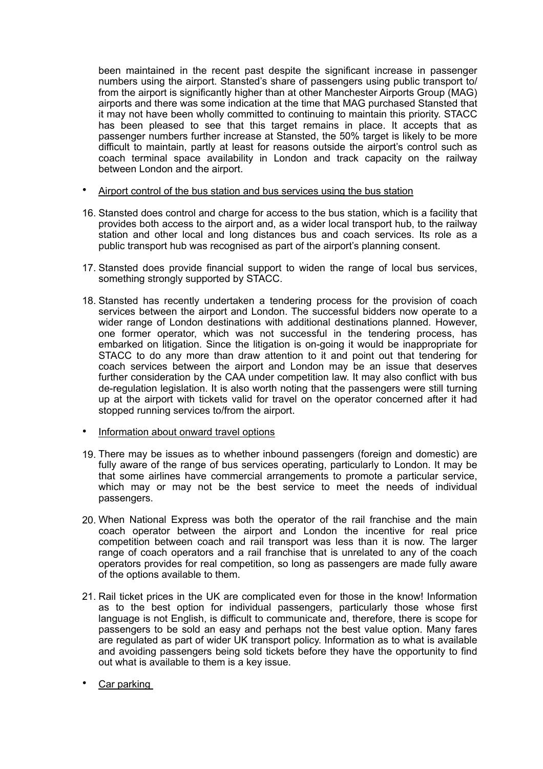been maintained in the recent past despite the significant increase in passenger numbers using the airport. Stansted's share of passengers using public transport to/from the airport is significantly higher than at other Manchester Airports Group (MAG) airports and there was some indication at the time that MAG purchased Stansted that it may not have been wholly committed to continuing to maintain this priority. STACC has been pleased to see that this target remains in place. It accepts that as passenger numbers further increase at Stansted, the 50% target is likely to be more difficult to maintain, partly at least for reasons outside the airport's control such as coach terminal space availability in London and track capacity on the railway between London and the airport.

- <u>Airport control of the bus station and bus services using the bus station</u>

16. Stansted does control and charge for access to the bus station, which is a facility that provides both access to the airport and, as a wider local transport hub, to the railway station and other local and long distances bus and coach services. Its role as a public transport hub was recognised as part of the airport's planning consent.

17. Stansted does provide financial support to widen the range of local bus services, something strongly supported by STACC.

18. Stansted has recently undertaken a tendering process for the provision of coach services between the airport and London. The successful bidders now operate to a wider range of London destinations with additional destinations planned. However, one former operator, which was not successful in the tendering process, has embarked on litigation. Since the litigation is on-going it would be inappropriate for STACC to do any more than draw attention to it and point out that tendering for coach services between the airport and London may be an issue that deserves further consideration by the CAA under competition law. It may also conflict with bus de-regulation legislation. It is also worth noting that the passengers were still turning up at the airport with tickets valid for travel on the operator concerned after it had stopped running services to/from the airport.

- <u>Information about onward travel options</u>

19. There may be issues as to whether inbound passengers (foreign and domestic) are fully aware of the range of bus services operating, particularly to London. It may be that some airlines have commercial arrangements to promote a particular service, which may or may not be the best service to meet the needs of individual passengers.

20. When National Express was both the operator of the rail franchise and the main coach operator between the airport and London the incentive for real price competition between coach and rail transport was less than it is now. The larger range of coach operators and a rail franchise that is unrelated to any of the coach operators provides for real competition, so long as passengers are made fully aware of the options available to them.

21. Rail ticket prices in the UK are complicated even for those in the know! Information as to the best option for individual passengers, particularly those whose first language is not English, is difficult to communicate and, therefore, there is scope for passengers to be sold an easy and perhaps not the best value option. Many fares are regulated as part of wider UK transport policy. Information as to what is available and avoiding passengers being sold tickets before they have the opportunity to find out what is available to them is a key issue.

- <u>Car parking</u>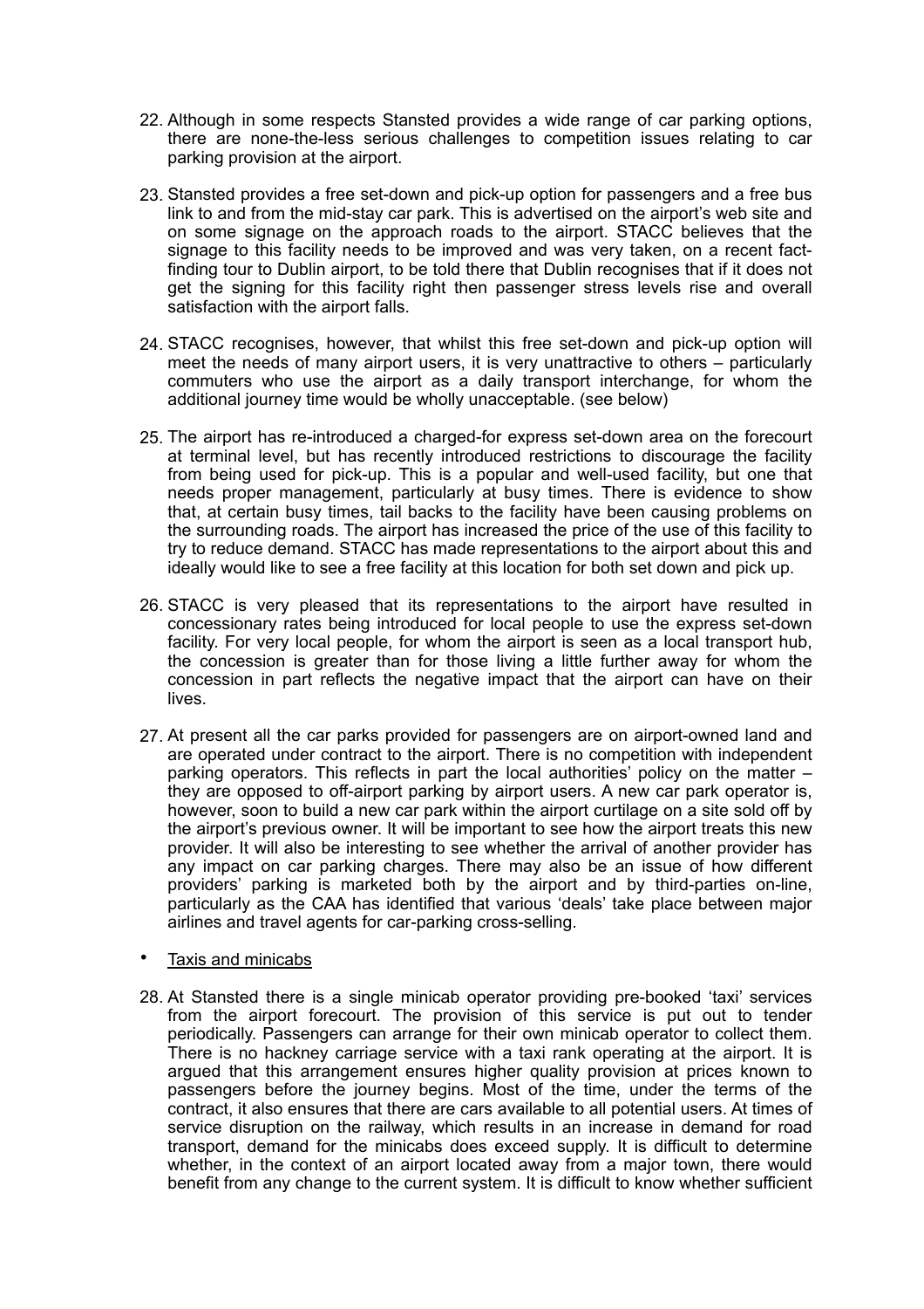22. Although in some respects Stansted provides a wide range of car parking options, there are none-the-less serious challenges to competition issues relating to car parking provision at the airport.

23. Stansted provides a free set-down and pick-up option for passengers and a free bus link to and from the mid-stay car park. This is advertised on the airport's web site and on some signage on the approach roads to the airport. STACC believes that the signage to this facility needs to be improved and was very taken, on a recent fact-finding tour to Dublin airport, to be told there that Dublin recognises that if it does not get the signing for this facility right then passenger stress levels rise and overall satisfaction with the airport falls.

24. STACC recognises, however, that whilst this free set-down and pick-up option will meet the needs of many airport users, it is very unattractive to others – particularly commuters who use the airport as a daily transport interchange, for whom the additional journey time would be wholly unacceptable. (see below)

25. The airport has re-introduced a charged-for express set-down area on the forecourt at terminal level, but has recently introduced restrictions to discourage the facility from being used for pick-up. This is a popular and well-used facility, but one that needs proper management, particularly at busy times. There is evidence to show that, at certain busy times, tail backs to the facility have been causing problems on the surrounding roads. The airport has increased the price of the use of this facility to try to reduce demand. STACC has made representations to the airport about this and ideally would like to see a free facility at this location for both set down and pick up.

26. STACC is very pleased that its representations to the airport have resulted in concessionary rates being introduced for local people to use the express set-down facility. For very local people, for whom the airport is seen as a local transport hub, the concession is greater than for those living a little further away for whom the concession in part reflects the negative impact that the airport can have on their lives.

27. At present all the car parks provided for passengers are on airport-owned land and are operated under contract to the airport. There is no competition with independent parking operators. This reflects in part the local authorities' policy on the matter – they are opposed to off-airport parking by airport users. A new car park operator is, however, soon to build a new car park within the airport curtilage on a site sold off by the airport's previous owner. It will be important to see how the airport treats this new provider. It will also be interesting to see whether the arrival of another provider has any impact on car parking charges. There may also be an issue of how different providers' parking is marketed both by the airport and by third-parties on-line, particularly as the CAA has identified that various 'deals' take place between major airlines and travel agents for car-parking cross-selling.

- <u>Taxis and minicabs</u>

28. At Stansted there is a single minicab operator providing pre-booked 'taxi' services from the airport forecourt. The provision of this service is put out to tender periodically. Passengers can arrange for their own minicab operator to collect them. There is no hackney carriage service with a taxi rank operating at the airport. It is argued that this arrangement ensures higher quality provision at prices known to passengers before the journey begins. Most of the time, under the terms of the contract, it also ensures that there are cars available to all potential users. At times of service disruption on the railway, which results in an increase in demand for road transport, demand for the minicabs does exceed supply. It is difficult to determine whether, in the context of an airport located away from a major town, there would benefit from any change to the current system. It is difficult to know whether sufficient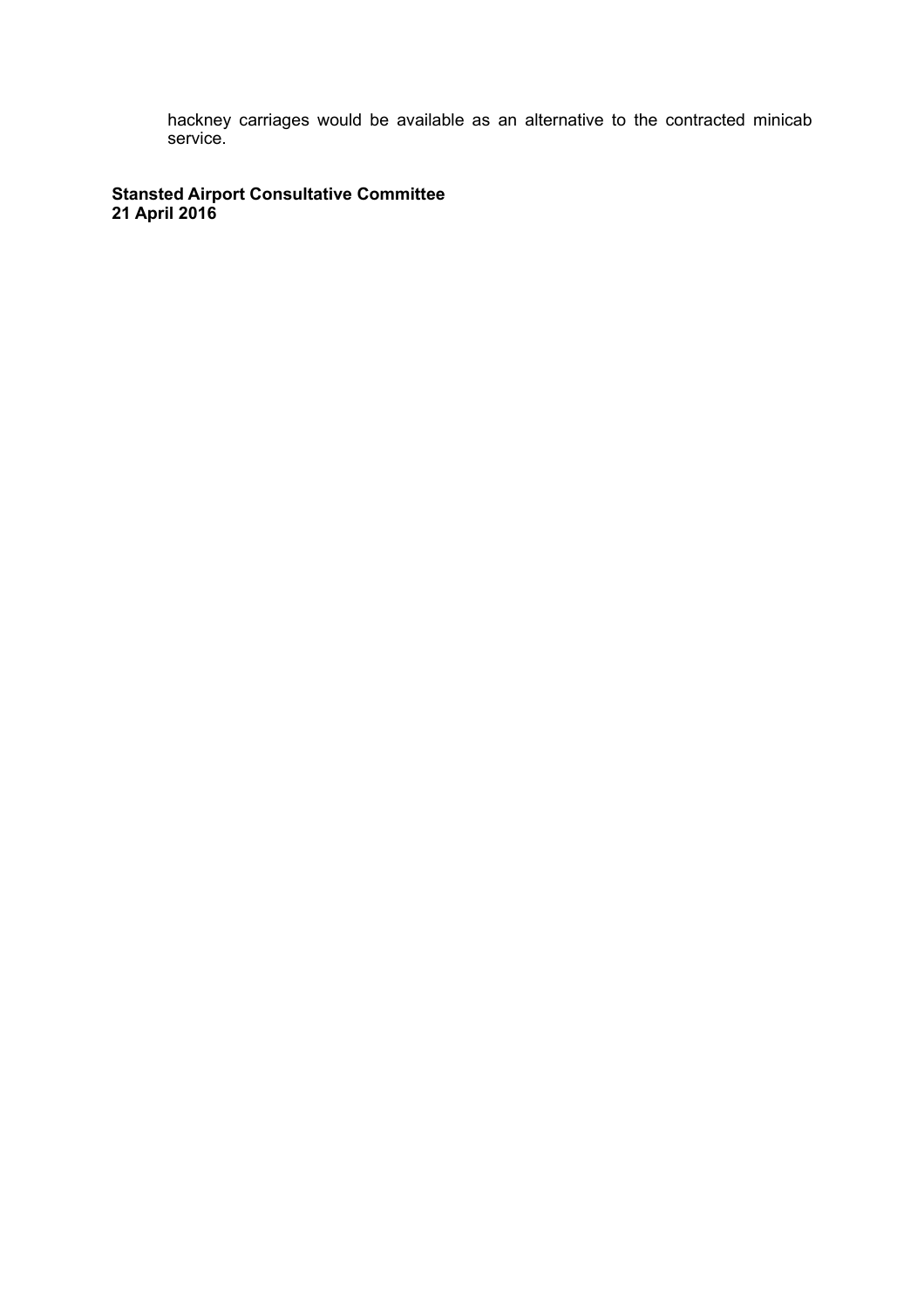hackney carriages would be available as an alternative to the contracted minicab service.

**Stansted Airport Consultative Committee**
**21 April 2016**